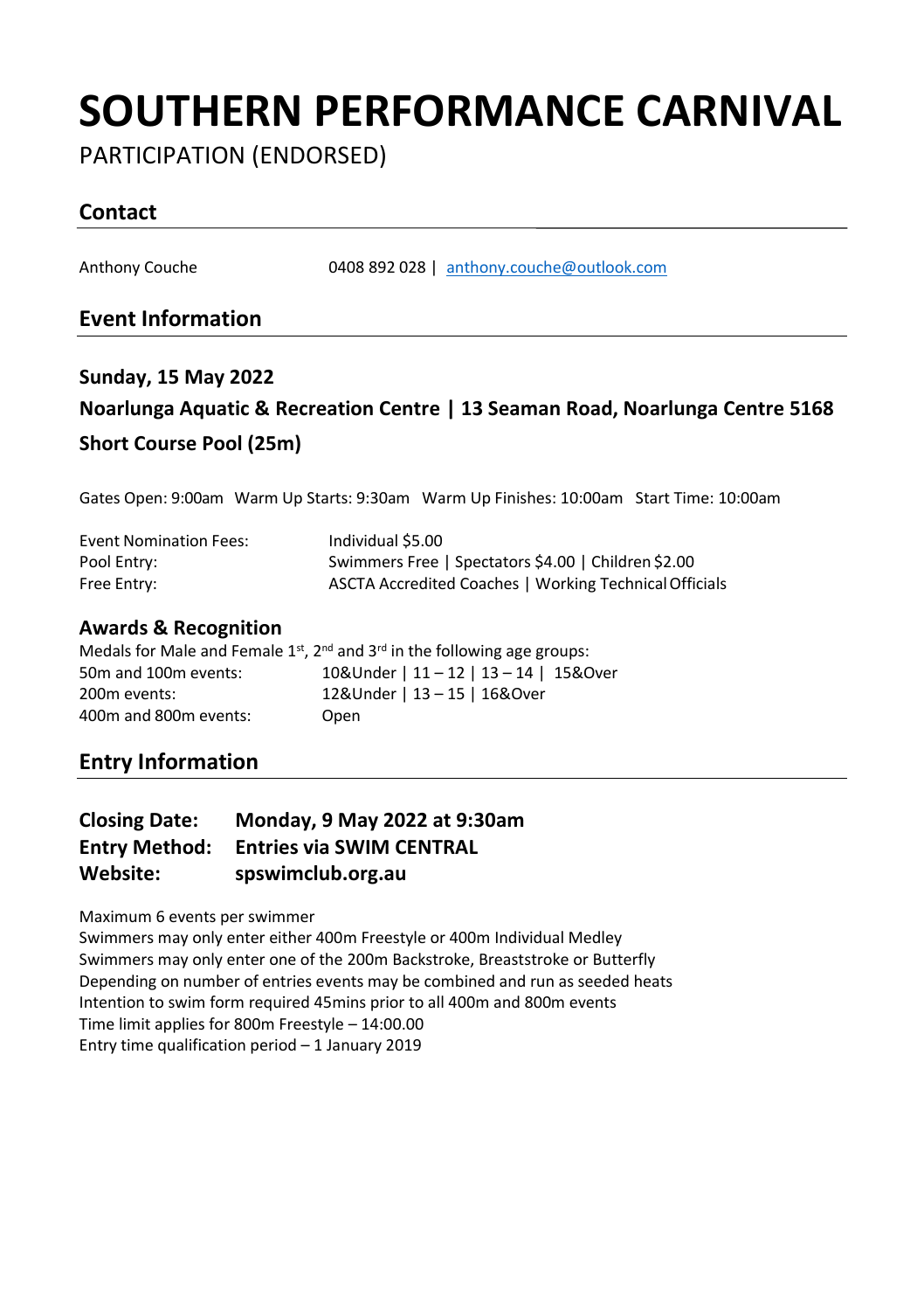# SOUTHERN PERFORMANCE CARNIVAL

PARTICIPATION (ENDORSED)

## Contact

Anthony Couche 0408 892 028 | anthony.couche@outlook.com

## Event Information

### Sunday, 15 May 2022

### Noarlunga Aquatic & Recreation Centre | 13 Seaman Road, Noarlunga Centre 5168

### Short Course Pool (25m)

Gates Open: 9:00am Warm Up Starts: 9:30am Warm Up Finishes: 10:00am Start Time: 10:00am

| | |
|---|---|
| Event Nomination Fees: | Individual $5.00 |
| Pool Entry: | Swimmers Free \| Spectators $4.00 \| Children $2.00 |
| Free Entry: | ASCTA Accredited Coaches \| Working Technical Officials |

### Awards & Recognition

Medals for Male and Female 1st, 2nd and 3rd in the following age groups:

| | |
|---|---|
| 50m and 100m events: | 10&Under \| 11 – 12 \| 13 – 14 \| 15&Over |
| 200m events: | 12&Under \| 13 – 15 \| 16&Over |
| 400m and 800m events: | Open |

## Entry Information

**Closing Date: Monday, 9 May 2022 at 9:30am**
**Entry Method: Entries via SWIM CENTRAL**
**Website: spswimclub.org.au**

Maximum 6 events per swimmer
Swimmers may only enter either 400m Freestyle or 400m Individual Medley
Swimmers may only enter one of the 200m Backstroke, Breaststroke or Butterfly
Depending on number of entries events may be combined and run as seeded heats
Intention to swim form required 45mins prior to all 400m and 800m events
Time limit applies for 800m Freestyle – 14:00.00
Entry time qualification period – 1 January 2019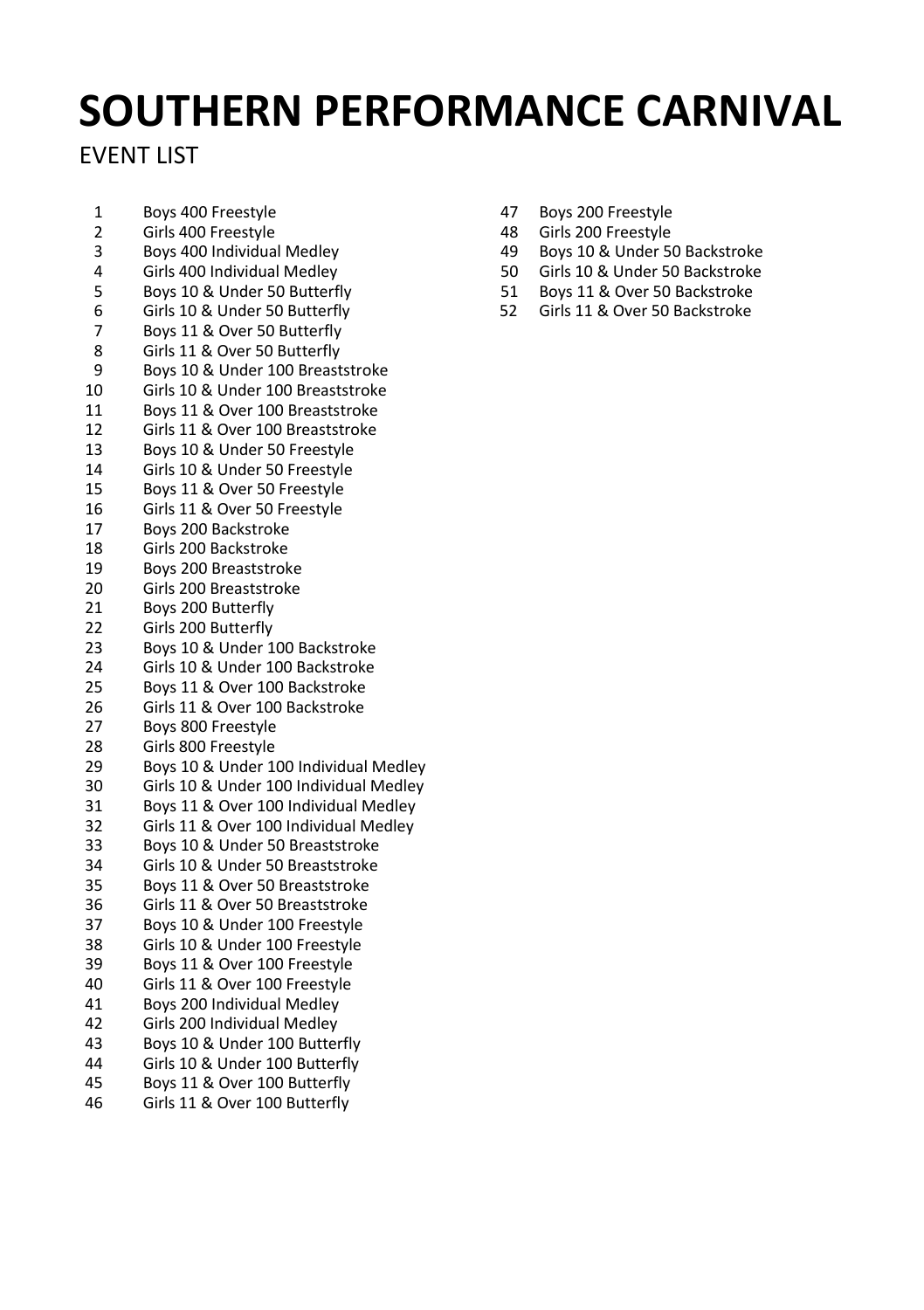# SOUTHERN PERFORMANCE CARNIVAL

EVENT LIST

1. Boys 400 Freestyle
2. Girls 400 Freestyle
3. Boys 400 Individual Medley
4. Girls 400 Individual Medley
5. Boys 10 & Under 50 Butterfly
6. Girls 10 & Under 50 Butterfly
7. Boys 11 & Over 50 Butterfly
8. Girls 11 & Over 50 Butterfly
9. Boys 10 & Under 100 Breaststroke
10. Girls 10 & Under 100 Breaststroke
11. Boys 11 & Over 100 Breaststroke
12. Girls 11 & Over 100 Breaststroke
13. Boys 10 & Under 50 Freestyle
14. Girls 10 & Under 50 Freestyle
15. Boys 11 & Over 50 Freestyle
16. Girls 11 & Over 50 Freestyle
17. Boys 200 Backstroke
18. Girls 200 Backstroke
19. Boys 200 Breaststroke
20. Girls 200 Breaststroke
21. Boys 200 Butterfly
22. Girls 200 Butterfly
23. Boys 10 & Under 100 Backstroke
24. Girls 10 & Under 100 Backstroke
25. Boys 11 & Over 100 Backstroke
26. Girls 11 & Over 100 Backstroke
27. Boys 800 Freestyle
28. Girls 800 Freestyle
29. Boys 10 & Under 100 Individual Medley
30. Girls 10 & Under 100 Individual Medley
31. Boys 11 & Over 100 Individual Medley
32. Girls 11 & Over 100 Individual Medley
33. Boys 10 & Under 50 Breaststroke
34. Girls 10 & Under 50 Breaststroke
35. Boys 11 & Over 50 Breaststroke
36. Girls 11 & Over 50 Breaststroke
37. Boys 10 & Under 100 Freestyle
38. Girls 10 & Under 100 Freestyle
39. Boys 11 & Over 100 Freestyle
40. Girls 11 & Over 100 Freestyle
41. Boys 200 Individual Medley
42. Girls 200 Individual Medley
43. Boys 10 & Under 100 Butterfly
44. Girls 10 & Under 100 Butterfly
45. Boys 11 & Over 100 Butterfly
46. Girls 11 & Over 100 Butterfly
47. Boys 200 Freestyle
48. Girls 200 Freestyle
49. Boys 10 & Under 50 Backstroke
50. Girls 10 & Under 50 Backstroke
51. Boys 11 & Over 50 Backstroke
52. Girls 11 & Over 50 Backstroke